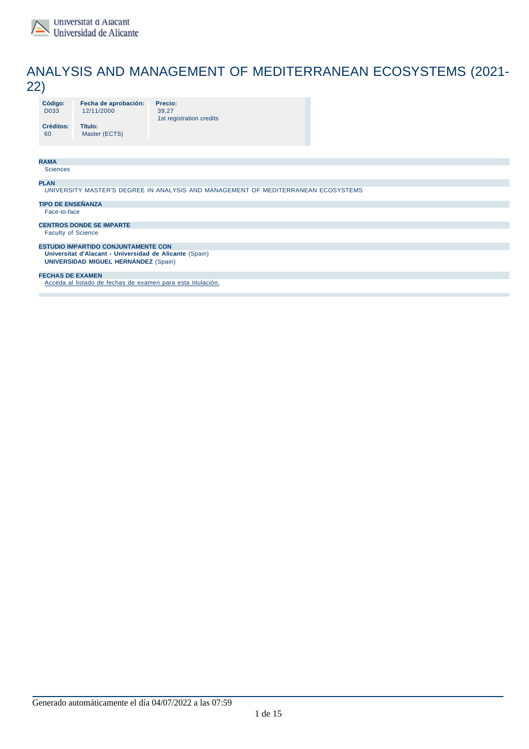Universitat d'Alacant
Universidad de Alicante

# ANALYSIS AND MANAGEMENT OF MEDITERRANEAN ECOSYSTEMS (2021-22)

| Código: | Fecha de aprobación: | Precio: |
|---|---|---|
| D033 | 12/11/2000 | 39,27 1st registration credits |
| **Créditos:** | **Título:** | |
| 60 | Master (ECTS) | |

**RAMA**
Sciences

**PLAN**
UNIVERSITY MASTER'S DEGREE IN ANALYSIS AND MANAGEMENT OF MEDITERRANEAN ECOSYSTEMS

**TIPO DE ENSEÑANZA**
Face-to-face

**CENTROS DONDE SE IMPARTE**
Faculty of Science

**ESTUDIO IMPARTIDO CONJUNTAMENTE CON**
**Universitat d'Alacant - Universidad de Alicante** (Spain)
**UNIVERSIDAD MIGUEL HERNÁNDEZ** (Spain)

**FECHAS DE EXAMEN**
Acceda al listado de fechas de examen para esta titulación.

Generado automáticamente el día 04/07/2022 a las 07:59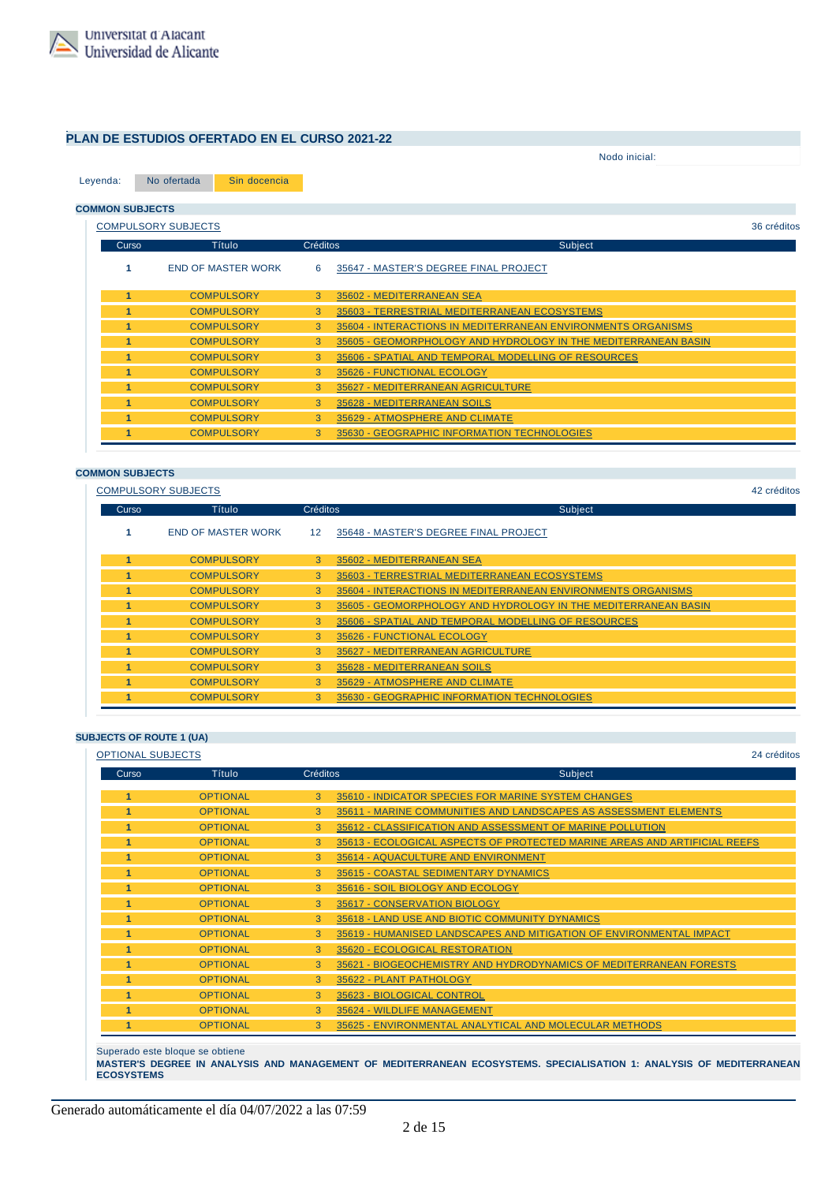## PLAN DE ESTUDIOS OFERTADO EN EL CURSO 2021-22

Nodo inicial:

Leyenda: No ofertada | Sin docencia

### COMMON SUBJECTS

COMPULSORY SUBJECTS — 36 créditos

| Curso | Título | Créditos | Subject |
|---|---|---|---|
| 1 | END OF MASTER WORK | 6 | 35647 - MASTER'S DEGREE FINAL PROJECT |
| 1 | COMPULSORY | 3 | 35602 - MEDITERRANEAN SEA |
| 1 | COMPULSORY | 3 | 35603 - TERRESTRIAL MEDITERRANEAN ECOSYSTEMS |
| 1 | COMPULSORY | 3 | 35604 - INTERACTIONS IN MEDITERRANEAN ENVIRONMENTS ORGANISMS |
| 1 | COMPULSORY | 3 | 35605 - GEOMORPHOLOGY AND HYDROLOGY IN THE MEDITERRANEAN BASIN |
| 1 | COMPULSORY | 3 | 35606 - SPATIAL AND TEMPORAL MODELLING OF RESOURCES |
| 1 | COMPULSORY | 3 | 35626 - FUNCTIONAL ECOLOGY |
| 1 | COMPULSORY | 3 | 35627 - MEDITERRANEAN AGRICULTURE |
| 1 | COMPULSORY | 3 | 35628 - MEDITERRANEAN SOILS |
| 1 | COMPULSORY | 3 | 35629 - ATMOSPHERE AND CLIMATE |
| 1 | COMPULSORY | 3 | 35630 - GEOGRAPHIC INFORMATION TECHNOLOGIES |

### COMMON SUBJECTS

COMPULSORY SUBJECTS — 42 créditos

| Curso | Título | Créditos | Subject |
|---|---|---|---|
| 1 | END OF MASTER WORK | 12 | 35648 - MASTER'S DEGREE FINAL PROJECT |
| 1 | COMPULSORY | 3 | 35602 - MEDITERRANEAN SEA |
| 1 | COMPULSORY | 3 | 35603 - TERRESTRIAL MEDITERRANEAN ECOSYSTEMS |
| 1 | COMPULSORY | 3 | 35604 - INTERACTIONS IN MEDITERRANEAN ENVIRONMENTS ORGANISMS |
| 1 | COMPULSORY | 3 | 35605 - GEOMORPHOLOGY AND HYDROLOGY IN THE MEDITERRANEAN BASIN |
| 1 | COMPULSORY | 3 | 35606 - SPATIAL AND TEMPORAL MODELLING OF RESOURCES |
| 1 | COMPULSORY | 3 | 35626 - FUNCTIONAL ECOLOGY |
| 1 | COMPULSORY | 3 | 35627 - MEDITERRANEAN AGRICULTURE |
| 1 | COMPULSORY | 3 | 35628 - MEDITERRANEAN SOILS |
| 1 | COMPULSORY | 3 | 35629 - ATMOSPHERE AND CLIMATE |
| 1 | COMPULSORY | 3 | 35630 - GEOGRAPHIC INFORMATION TECHNOLOGIES |

### SUBJECTS OF ROUTE 1 (UA)

OPTIONAL SUBJECTS — 24 créditos

| Curso | Título | Créditos | Subject |
|---|---|---|---|
| 1 | OPTIONAL | 3 | 35610 - INDICATOR SPECIES FOR MARINE SYSTEM CHANGES |
| 1 | OPTIONAL | 3 | 35611 - MARINE COMMUNITIES AND LANDSCAPES AS ASSESSMENT ELEMENTS |
| 1 | OPTIONAL | 3 | 35612 - CLASSIFICATION AND ASSESSMENT OF MARINE POLLUTION |
| 1 | OPTIONAL | 3 | 35613 - ECOLOGICAL ASPECTS OF PROTECTED MARINE AREAS AND ARTIFICIAL REEFS |
| 1 | OPTIONAL | 3 | 35614 - AQUACULTURE AND ENVIRONMENT |
| 1 | OPTIONAL | 3 | 35615 - COASTAL SEDIMENTARY DYNAMICS |
| 1 | OPTIONAL | 3 | 35616 - SOIL BIOLOGY AND ECOLOGY |
| 1 | OPTIONAL | 3 | 35617 - CONSERVATION BIOLOGY |
| 1 | OPTIONAL | 3 | 35618 - LAND USE AND BIOTIC COMMUNITY DYNAMICS |
| 1 | OPTIONAL | 3 | 35619 - HUMANISED LANDSCAPES AND MITIGATION OF ENVIRONMENTAL IMPACT |
| 1 | OPTIONAL | 3 | 35620 - ECOLOGICAL RESTORATION |
| 1 | OPTIONAL | 3 | 35621 - BIOGEOCHEMISTRY AND HYDRODYNAMICS OF MEDITERRANEAN FORESTS |
| 1 | OPTIONAL | 3 | 35622 - PLANT PATHOLOGY |
| 1 | OPTIONAL | 3 | 35623 - BIOLOGICAL CONTROL |
| 1 | OPTIONAL | 3 | 35624 - WILDLIFE MANAGEMENT |
| 1 | OPTIONAL | 3 | 35625 - ENVIRONMENTAL ANALYTICAL AND MOLECULAR METHODS |

Superado este bloque se obtiene
**MASTER'S DEGREE IN ANALYSIS AND MANAGEMENT OF MEDITERRANEAN ECOSYSTEMS. SPECIALISATION 1: ANALYSIS OF MEDITERRANEAN ECOSYSTEMS**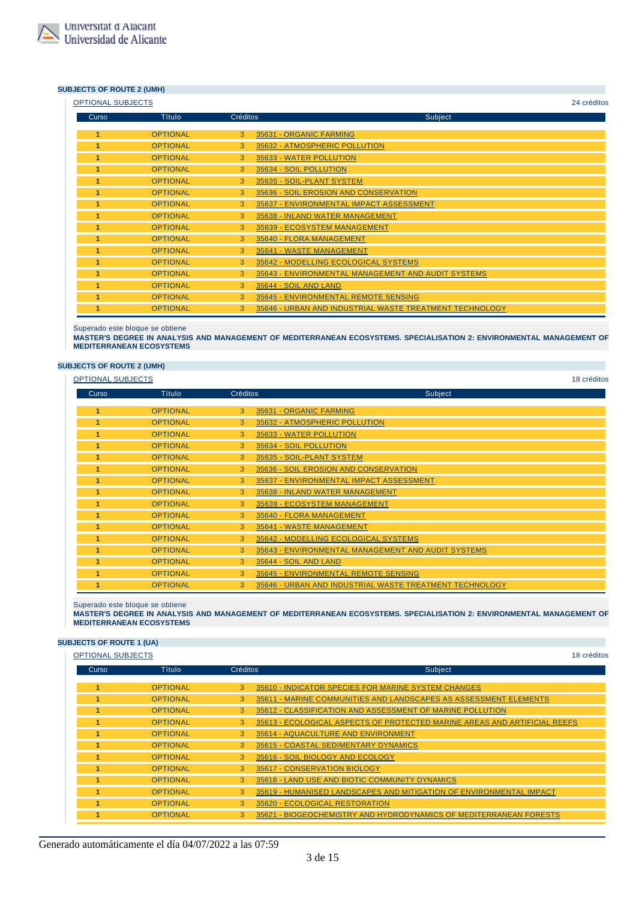### SUBJECTS OF ROUTE 2 (UMH)

OPTIONAL SUBJECTS — 24 créditos

| Curso | Título | Créditos | Subject |
|---|---|---|---|
| 1 | OPTIONAL | 3 | 35631 - ORGANIC FARMING |
| 1 | OPTIONAL | 3 | 35632 - ATMOSPHERIC POLLUTION |
| 1 | OPTIONAL | 3 | 35633 - WATER POLLUTION |
| 1 | OPTIONAL | 3 | 35634 - SOIL POLLUTION |
| 1 | OPTIONAL | 3 | 35635 - SOIL-PLANT SYSTEM |
| 1 | OPTIONAL | 3 | 35636 - SOIL EROSION AND CONSERVATION |
| 1 | OPTIONAL | 3 | 35637 - ENVIRONMENTAL IMPACT ASSESSMENT |
| 1 | OPTIONAL | 3 | 35638 - INLAND WATER MANAGEMENT |
| 1 | OPTIONAL | 3 | 35639 - ECOSYSTEM MANAGEMENT |
| 1 | OPTIONAL | 3 | 35640 - FLORA MANAGEMENT |
| 1 | OPTIONAL | 3 | 35641 - WASTE MANAGEMENT |
| 1 | OPTIONAL | 3 | 35642 - MODELLING ECOLOGICAL SYSTEMS |
| 1 | OPTIONAL | 3 | 35643 - ENVIRONMENTAL MANAGEMENT AND AUDIT SYSTEMS |
| 1 | OPTIONAL | 3 | 35644 - SOIL AND LAND |
| 1 | OPTIONAL | 3 | 35645 - ENVIRONMENTAL REMOTE SENSING |
| 1 | OPTIONAL | 3 | 35646 - URBAN AND INDUSTRIAL WASTE TREATMENT TECHNOLOGY |

Superado este bloque se obtiene

**MASTER'S DEGREE IN ANALYSIS AND MANAGEMENT OF MEDITERRANEAN ECOSYSTEMS. SPECIALISATION 2: ENVIRONMENTAL MANAGEMENT OF MEDITERRANEAN ECOSYSTEMS**

### SUBJECTS OF ROUTE 2 (UMH)

OPTIONAL SUBJECTS — 18 créditos

| Curso | Título | Créditos | Subject |
|---|---|---|---|
| 1 | OPTIONAL | 3 | 35631 - ORGANIC FARMING |
| 1 | OPTIONAL | 3 | 35632 - ATMOSPHERIC POLLUTION |
| 1 | OPTIONAL | 3 | 35633 - WATER POLLUTION |
| 1 | OPTIONAL | 3 | 35634 - SOIL POLLUTION |
| 1 | OPTIONAL | 3 | 35635 - SOIL-PLANT SYSTEM |
| 1 | OPTIONAL | 3 | 35636 - SOIL EROSION AND CONSERVATION |
| 1 | OPTIONAL | 3 | 35637 - ENVIRONMENTAL IMPACT ASSESSMENT |
| 1 | OPTIONAL | 3 | 35638 - INLAND WATER MANAGEMENT |
| 1 | OPTIONAL | 3 | 35639 - ECOSYSTEM MANAGEMENT |
| 1 | OPTIONAL | 3 | 35640 - FLORA MANAGEMENT |
| 1 | OPTIONAL | 3 | 35641 - WASTE MANAGEMENT |
| 1 | OPTIONAL | 3 | 35642 - MODELLING ECOLOGICAL SYSTEMS |
| 1 | OPTIONAL | 3 | 35643 - ENVIRONMENTAL MANAGEMENT AND AUDIT SYSTEMS |
| 1 | OPTIONAL | 3 | 35644 - SOIL AND LAND |
| 1 | OPTIONAL | 3 | 35645 - ENVIRONMENTAL REMOTE SENSING |
| 1 | OPTIONAL | 3 | 35646 - URBAN AND INDUSTRIAL WASTE TREATMENT TECHNOLOGY |

Superado este bloque se obtiene

**MASTER'S DEGREE IN ANALYSIS AND MANAGEMENT OF MEDITERRANEAN ECOSYSTEMS. SPECIALISATION 2: ENVIRONMENTAL MANAGEMENT OF MEDITERRANEAN ECOSYSTEMS**

### SUBJECTS OF ROUTE 1 (UA)

OPTIONAL SUBJECTS — 18 créditos

| Curso | Título | Créditos | Subject |
|---|---|---|---|
| 1 | OPTIONAL | 3 | 35610 - INDICATOR SPECIES FOR MARINE SYSTEM CHANGES |
| 1 | OPTIONAL | 3 | 35611 - MARINE COMMUNITIES AND LANDSCAPES AS ASSESSMENT ELEMENTS |
| 1 | OPTIONAL | 3 | 35612 - CLASSIFICATION AND ASSESSMENT OF MARINE POLLUTION |
| 1 | OPTIONAL | 3 | 35613 - ECOLOGICAL ASPECTS OF PROTECTED MARINE AREAS AND ARTIFICIAL REEFS |
| 1 | OPTIONAL | 3 | 35614 - AQUACULTURE AND ENVIRONMENT |
| 1 | OPTIONAL | 3 | 35615 - COASTAL SEDIMENTARY DYNAMICS |
| 1 | OPTIONAL | 3 | 35616 - SOIL BIOLOGY AND ECOLOGY |
| 1 | OPTIONAL | 3 | 35617 - CONSERVATION BIOLOGY |
| 1 | OPTIONAL | 3 | 35618 - LAND USE AND BIOTIC COMMUNITY DYNAMICS |
| 1 | OPTIONAL | 3 | 35619 - HUMANISED LANDSCAPES AND MITIGATION OF ENVIRONMENTAL IMPACT |
| 1 | OPTIONAL | 3 | 35620 - ECOLOGICAL RESTORATION |
| 1 | OPTIONAL | 3 | 35621 - BIOGEOCHEMISTRY AND HYDRODYNAMICS OF MEDITERRANEAN FORESTS |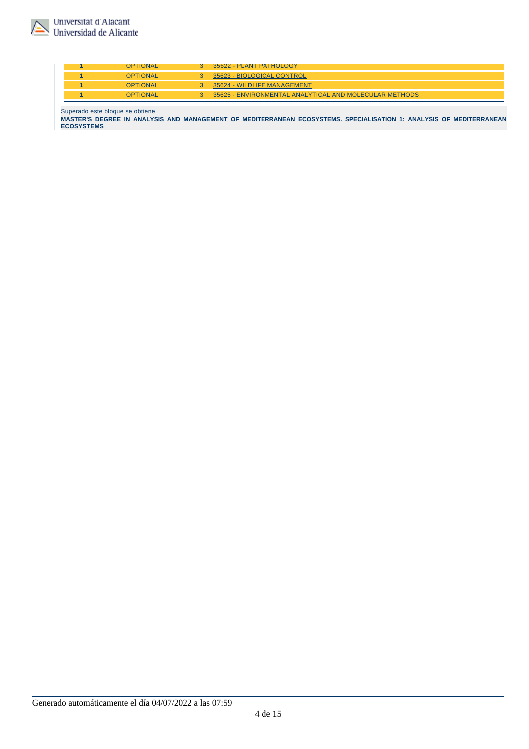| | | | |
|---|---|---|---|
| 1 | OPTIONAL | 3 | 35622 - PLANT PATHOLOGY |
| 1 | OPTIONAL | 3 | 35623 - BIOLOGICAL CONTROL |
| 1 | OPTIONAL | 3 | 35624 - WILDLIFE MANAGEMENT |
| 1 | OPTIONAL | 3 | 35625 - ENVIRONMENTAL ANALYTICAL AND MOLECULAR METHODS |

Superado este bloque se obtiene
**MASTER'S DEGREE IN ANALYSIS AND MANAGEMENT OF MEDITERRANEAN ECOSYSTEMS. SPECIALISATION 1: ANALYSIS OF MEDITERRANEAN ECOSYSTEMS**

Generado automáticamente el día 04/07/2022 a las 07:59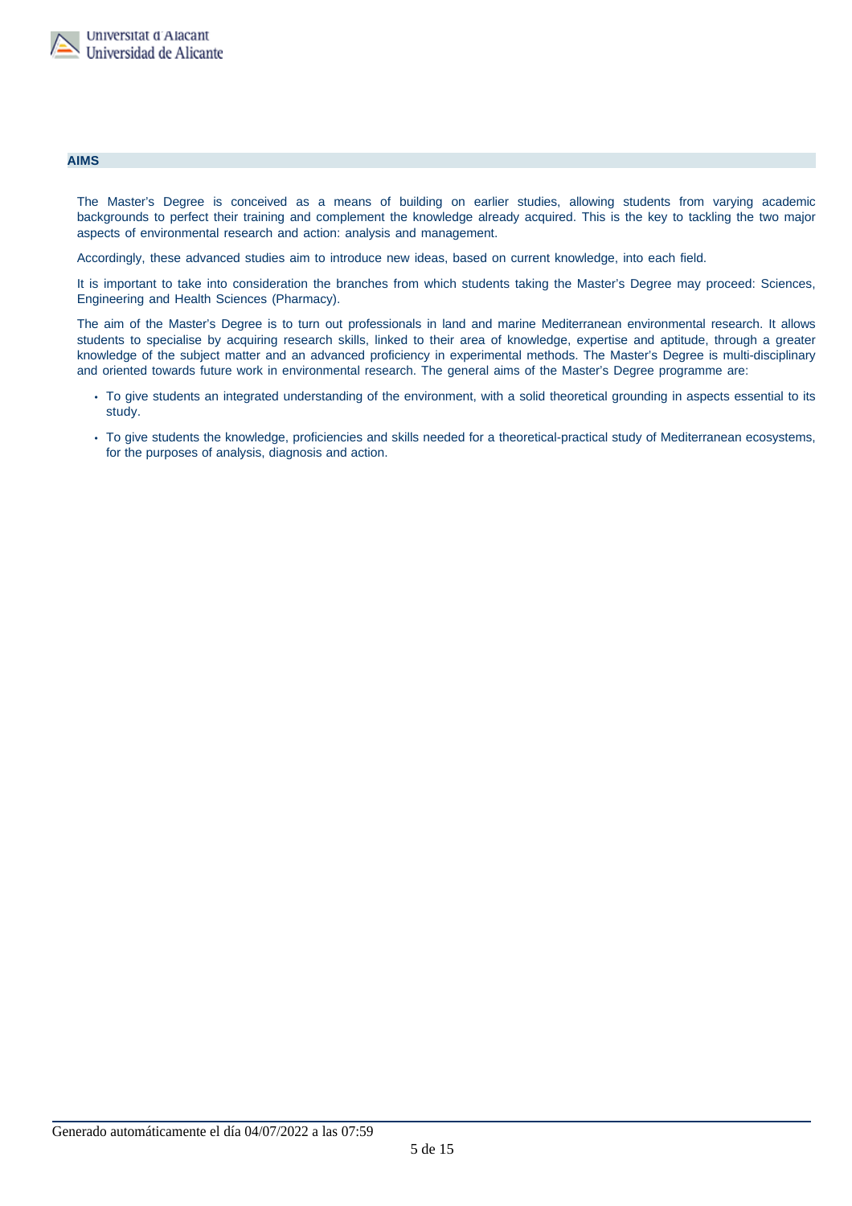## AIMS

The Master's Degree is conceived as a means of building on earlier studies, allowing students from varying academic backgrounds to perfect their training and complement the knowledge already acquired. This is the key to tackling the two major aspects of environmental research and action: analysis and management.

Accordingly, these advanced studies aim to introduce new ideas, based on current knowledge, into each field.

It is important to take into consideration the branches from which students taking the Master's Degree may proceed: Sciences, Engineering and Health Sciences (Pharmacy).

The aim of the Master's Degree is to turn out professionals in land and marine Mediterranean environmental research. It allows students to specialise by acquiring research skills, linked to their area of knowledge, expertise and aptitude, through a greater knowledge of the subject matter and an advanced proficiency in experimental methods. The Master's Degree is multi-disciplinary and oriented towards future work in environmental research. The general aims of the Master's Degree programme are:

- To give students an integrated understanding of the environment, with a solid theoretical grounding in aspects essential to its study.
- To give students the knowledge, proficiencies and skills needed for a theoretical-practical study of Mediterranean ecosystems, for the purposes of analysis, diagnosis and action.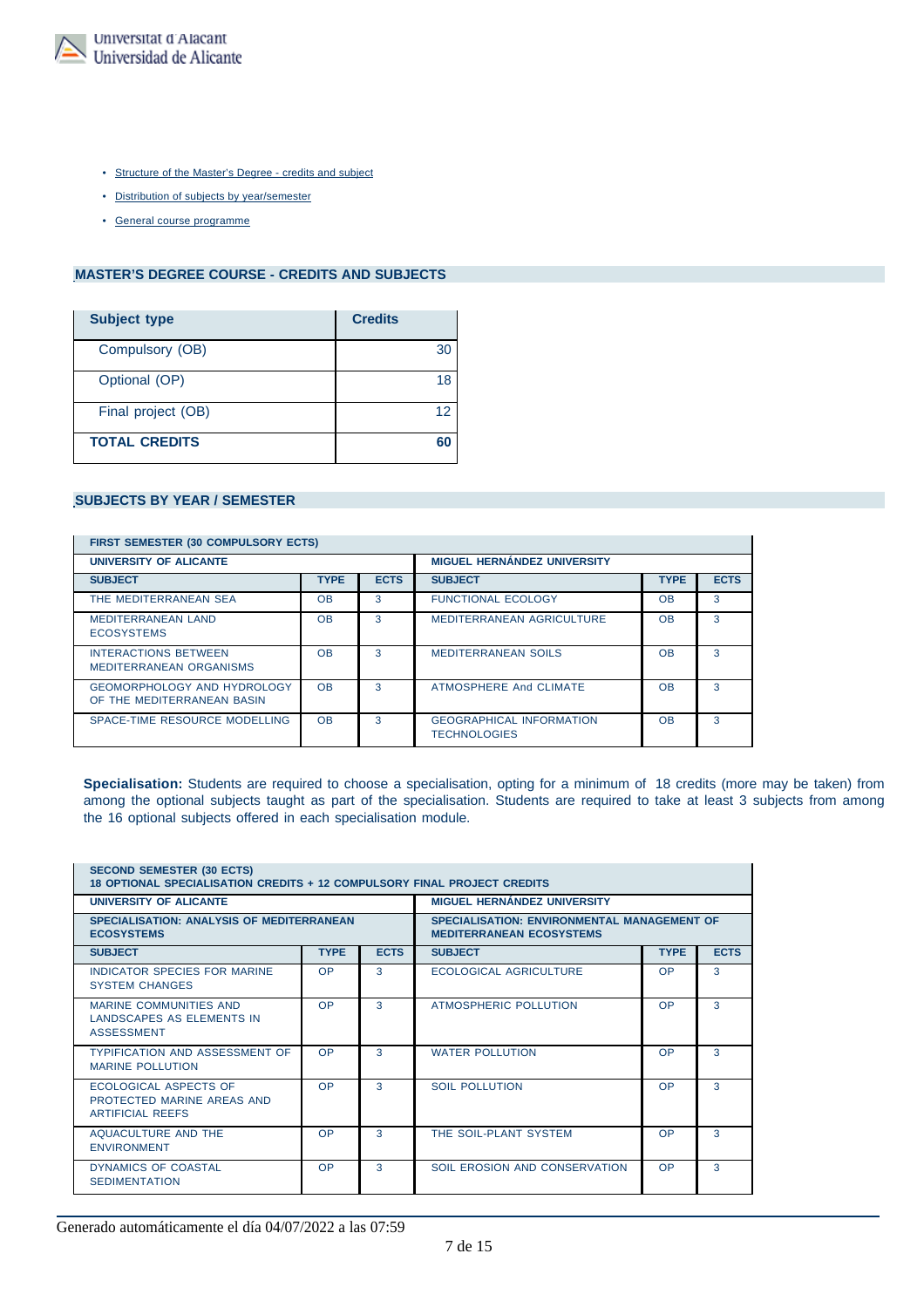- Structure of the Master's Degree - credits and subject
- Distribution of subjects by year/semester
- General course programme

## MASTER'S DEGREE COURSE - CREDITS AND SUBJECTS

| Subject type | Credits |
|---|---|
| Compulsory (OB) | 30 |
| Optional (OP) | 18 |
| Final project (OB) | 12 |
| **TOTAL CREDITS** | **60** |

## SUBJECTS BY YEAR / SEMESTER

| FIRST SEMESTER (30 COMPULSORY ECTS) | | | | | |
|---|---|---|---|---|---|
| **UNIVERSITY OF ALICANTE** | | | **MIGUEL HERNÁNDEZ UNIVERSITY** | | |
| **SUBJECT** | **TYPE** | **ECTS** | **SUBJECT** | **TYPE** | **ECTS** |
| THE MEDITERRANEAN SEA | OB | 3 | FUNCTIONAL ECOLOGY | OB | 3 |
| MEDITERRANEAN LAND ECOSYSTEMS | OB | 3 | MEDITERRANEAN AGRICULTURE | OB | 3 |
| INTERACTIONS BETWEEN MEDITERRANEAN ORGANISMS | OB | 3 | MEDITERRANEAN SOILS | OB | 3 |
| GEOMORPHOLOGY AND HYDROLOGY OF THE MEDITERRANEAN BASIN | OB | 3 | ATMOSPHERE And CLIMATE | OB | 3 |
| SPACE-TIME RESOURCE MODELLING | OB | 3 | GEOGRAPHICAL INFORMATION TECHNOLOGIES | OB | 3 |

**Specialisation:** Students are required to choose a specialisation, opting for a minimum of 18 credits (more may be taken) from among the optional subjects taught as part of the specialisation. Students are required to take at least 3 subjects from among the 16 optional subjects offered in each specialisation module.

| SECOND SEMESTER (30 ECTS) 18 OPTIONAL SPECIALISATION CREDITS + 12 COMPULSORY FINAL PROJECT CREDITS | | | | | |
|---|---|---|---|---|---|
| **UNIVERSITY OF ALICANTE** | | | **MIGUEL HERNÁNDEZ UNIVERSITY** | | |
| **SPECIALISATION: ANALYSIS OF MEDITERRANEAN ECOSYSTEMS** | | | **SPECIALISATION: ENVIRONMENTAL MANAGEMENT OF MEDITERRANEAN ECOSYSTEMS** | | |
| **SUBJECT** | **TYPE** | **ECTS** | **SUBJECT** | **TYPE** | **ECTS** |
| INDICATOR SPECIES FOR MARINE SYSTEM CHANGES | OP | 3 | ECOLOGICAL AGRICULTURE | OP | 3 |
| MARINE COMMUNITIES AND LANDSCAPES AS ELEMENTS IN ASSESSMENT | OP | 3 | ATMOSPHERIC POLLUTION | OP | 3 |
| TYPIFICATION AND ASSESSMENT OF MARINE POLLUTION | OP | 3 | WATER POLLUTION | OP | 3 |
| ECOLOGICAL ASPECTS OF PROTECTED MARINE AREAS AND ARTIFICIAL REEFS | OP | 3 | SOIL POLLUTION | OP | 3 |
| AQUACULTURE AND THE ENVIRONMENT | OP | 3 | THE SOIL-PLANT SYSTEM | OP | 3 |
| DYNAMICS OF COASTAL SEDIMENTATION | OP | 3 | SOIL EROSION AND CONSERVATION | OP | 3 |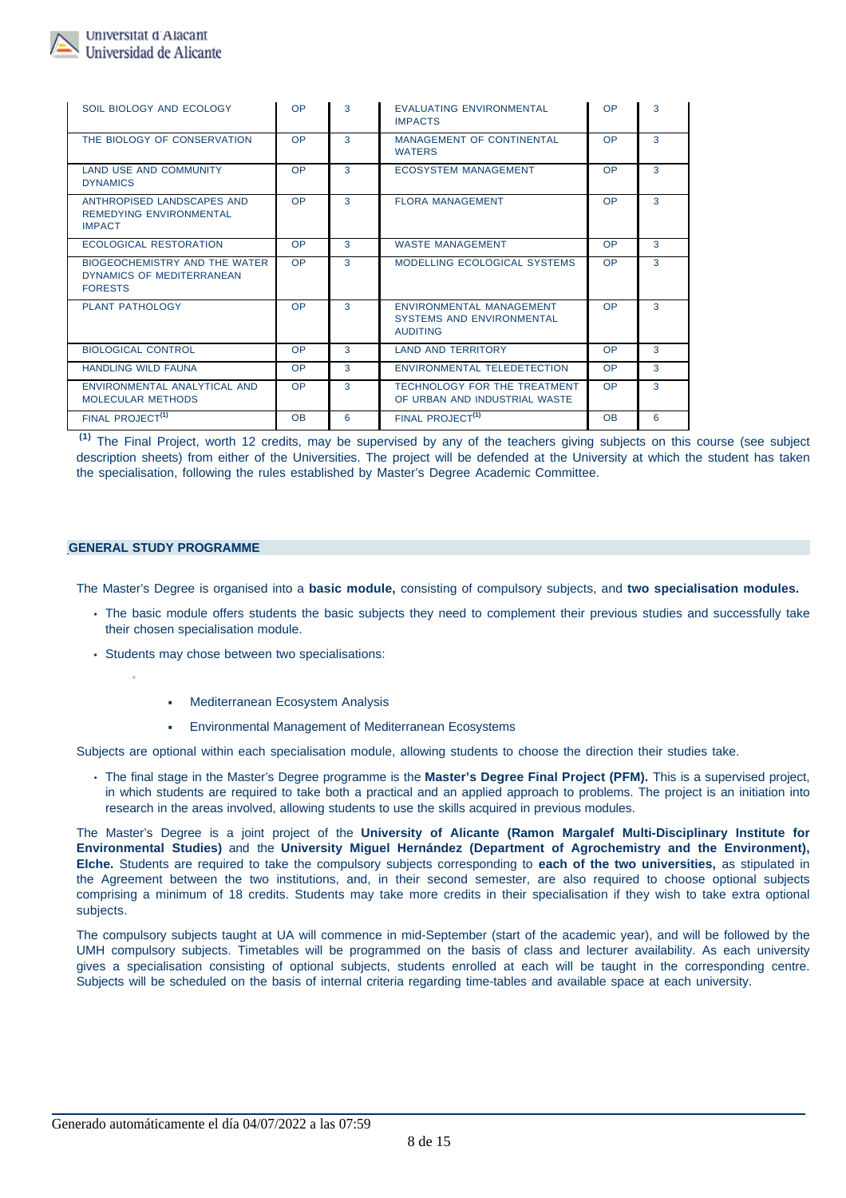| | | | | | |
|---|---|---|---|---|---|
| SOIL BIOLOGY AND ECOLOGY | OP | 3 | EVALUATING ENVIRONMENTAL IMPACTS | OP | 3 |
| THE BIOLOGY OF CONSERVATION | OP | 3 | MANAGEMENT OF CONTINENTAL WATERS | OP | 3 |
| LAND USE AND COMMUNITY DYNAMICS | OP | 3 | ECOSYSTEM MANAGEMENT | OP | 3 |
| ANTHROPISED LANDSCAPES AND REMEDYING ENVIRONMENTAL IMPACT | OP | 3 | FLORA MANAGEMENT | OP | 3 |
| ECOLOGICAL RESTORATION | OP | 3 | WASTE MANAGEMENT | OP | 3 |
| BIOGEOCHEMISTRY AND THE WATER DYNAMICS OF MEDITERRANEAN FORESTS | OP | 3 | MODELLING ECOLOGICAL SYSTEMS | OP | 3 |
| PLANT PATHOLOGY | OP | 3 | ENVIRONMENTAL MANAGEMENT SYSTEMS AND ENVIRONMENTAL AUDITING | OP | 3 |
| BIOLOGICAL CONTROL | OP | 3 | LAND AND TERRITORY | OP | 3 |
| HANDLING WILD FAUNA | OP | 3 | ENVIRONMENTAL TELEDETECTION | OP | 3 |
| ENVIRONMENTAL ANALYTICAL AND MOLECULAR METHODS | OP | 3 | TECHNOLOGY FOR THE TREATMENT OF URBAN AND INDUSTRIAL WASTE | OP | 3 |
| FINAL PROJECT[1] | OB | 6 | FINAL PROJECT[1] | OB | 6 |

[1] The Final Project, worth 12 credits, may be supervised by any of the teachers giving subjects on this course (see subject description sheets) from either of the Universities. The project will be defended at the University at which the student has taken the specialisation, following the rules established by Master's Degree Academic Committee.

## GENERAL STUDY PROGRAMME

The Master's Degree is organised into a **basic module,** consisting of compulsory subjects, and **two specialisation modules.**

- The basic module offers students the basic subjects they need to complement their previous studies and successfully take their chosen specialisation module.
- Students may chose between two specialisations:
    - Mediterranean Ecosystem Analysis
    - Environmental Management of Mediterranean Ecosystems

Subjects are optional within each specialisation module, allowing students to choose the direction their studies take.

- The final stage in the Master's Degree programme is the **Master's Degree Final Project (PFM).** This is a supervised project, in which students are required to take both a practical and an applied approach to problems. The project is an initiation into research in the areas involved, allowing students to use the skills acquired in previous modules.

The Master's Degree is a joint project of the **University of Alicante (Ramon Margalef Multi-Disciplinary Institute for Environmental Studies)** and the **University Miguel Hernández (Department of Agrochemistry and the Environment), Elche.** Students are required to take the compulsory subjects corresponding to **each of the two universities,** as stipulated in the Agreement between the two institutions, and, in their second semester, are also required to choose optional subjects comprising a minimum of 18 credits. Students may take more credits in their specialisation if they wish to take extra optional subjects.

The compulsory subjects taught at UA will commence in mid-September (start of the academic year), and will be followed by the UMH compulsory subjects. Timetables will be programmed on the basis of class and lecturer availability. As each university gives a specialisation consisting of optional subjects, students enrolled at each will be taught in the corresponding centre. Subjects will be scheduled on the basis of internal criteria regarding time-tables and available space at each university.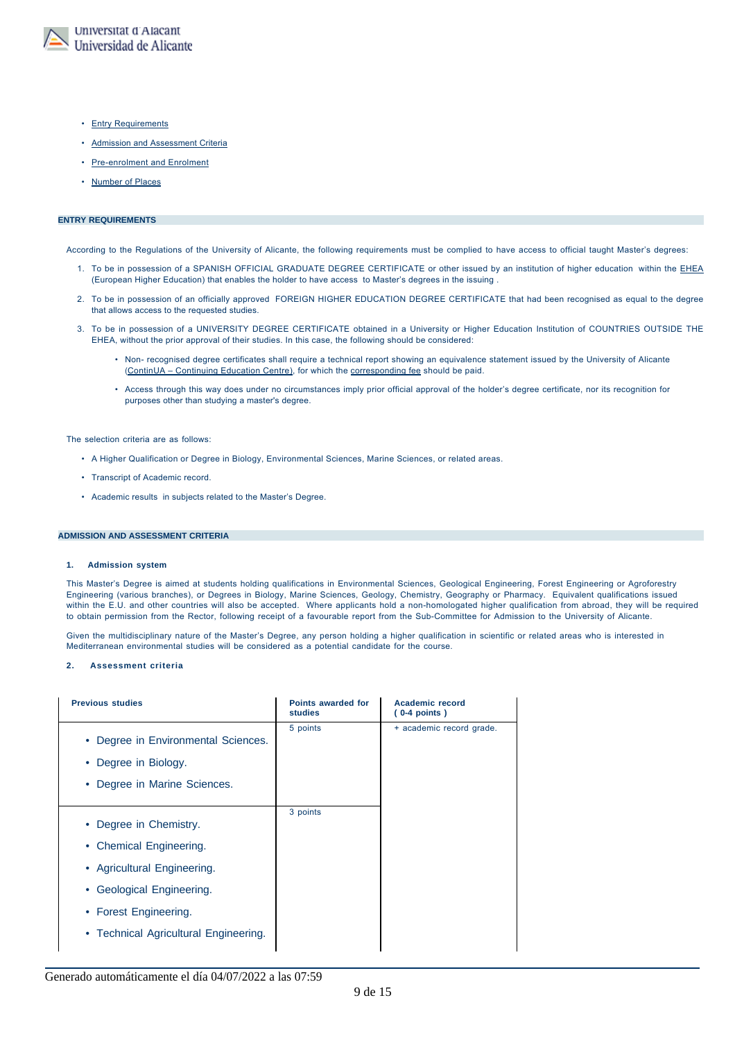- Entry Requirements
- Admission and Assessment Criteria
- Pre-enrolment and Enrolment
- Number of Places

## ENTRY REQUIREMENTS

According to the Regulations of the University of Alicante, the following requirements must be complied to have access to official taught Master's degrees:

1. To be in possession of a SPANISH OFFICIAL GRADUATE DEGREE CERTIFICATE or other issued by an institution of higher education within the EHEA (European Higher Education) that enables the holder to have access to Master's degrees in the issuing .
2. To be in possession of an officially approved FOREIGN HIGHER EDUCATION DEGREE CERTIFICATE that had been recognised as equal to the degree that allows access to the requested studies.
3. To be in possession of a UNIVERSITY DEGREE CERTIFICATE obtained in a University or Higher Education Institution of COUNTRIES OUTSIDE THE EHEA, without the prior approval of their studies. In this case, the following should be considered:
   - Non- recognised degree certificates shall require a technical report showing an equivalence statement issued by the University of Alicante (ContinUA – Continuing Education Centre), for which the corresponding fee should be paid.
   - Access through this way does under no circumstances imply prior official approval of the holder's degree certificate, nor its recognition for purposes other than studying a master's degree.

The selection criteria are as follows:

- A Higher Qualification or Degree in Biology, Environmental Sciences, Marine Sciences, or related areas.
- Transcript of Academic record.
- Academic results in subjects related to the Master's Degree.

## ADMISSION AND ASSESSMENT CRITERIA

### 1. Admission system

This Master's Degree is aimed at students holding qualifications in Environmental Sciences, Geological Engineering, Forest Engineering or Agroforestry Engineering (various branches), or Degrees in Biology, Marine Sciences, Geology, Chemistry, Geography or Pharmacy. Equivalent qualifications issued within the E.U. and other countries will also be accepted. Where applicants hold a non-homologated higher qualification from abroad, they will be required to obtain permission from the Rector, following receipt of a favourable report from the Sub-Committee for Admission to the University of Alicante.

Given the multidisciplinary nature of the Master's Degree, any person holding a higher qualification in scientific or related areas who is interested in Mediterranean environmental studies will be considered as a potential candidate for the course.

### 2. Assessment criteria

| Previous studies | Points awarded for studies | Academic record ( 0-4 points ) |
|---|---|---|
| • Degree in Environmental Sciences.<br>• Degree in Biology.<br>• Degree in Marine Sciences. | 5 points | + academic record grade. |
| • Degree in Chemistry.<br>• Chemical Engineering.<br>• Agricultural Engineering.<br>• Geological Engineering.<br>• Forest Engineering.<br>• Technical Agricultural Engineering. | 3 points | |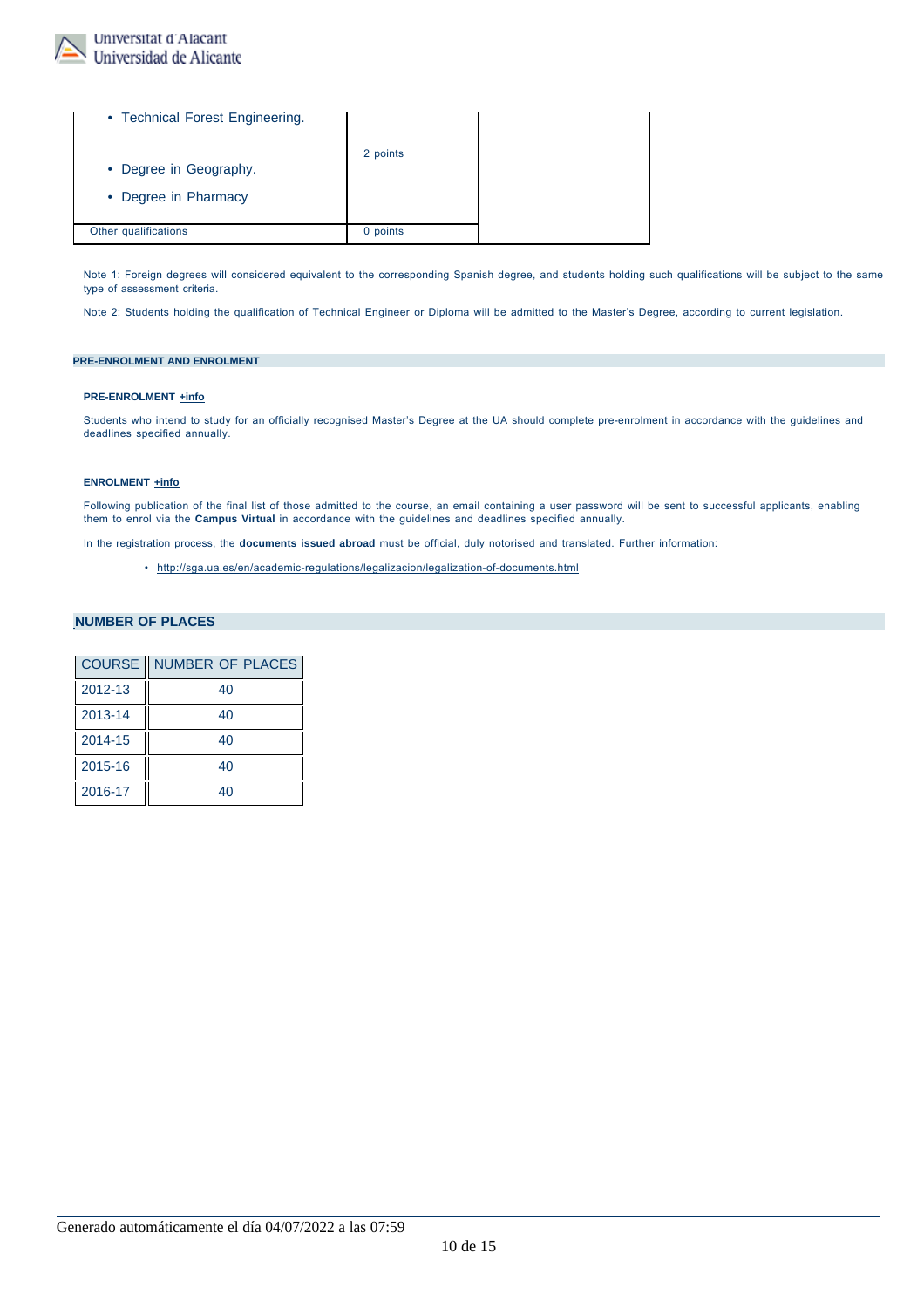| | | |
|---|---|---|
| • Technical Forest Engineering. | | |
| • Degree in Geography.<br>• Degree in Pharmacy | 2 points | |
| Other qualifications | 0 points | |

Note 1: Foreign degrees will considered equivalent to the corresponding Spanish degree, and students holding such qualifications will be subject to the same type of assessment criteria.

Note 2: Students holding the qualification of Technical Engineer or Diploma will be admitted to the Master's Degree, according to current legislation.

## PRE-ENROLMENT AND ENROLMENT

### PRE-ENROLMENT +info

Students who intend to study for an officially recognised Master's Degree at the UA should complete pre-enrolment in accordance with the guidelines and deadlines specified annually.

### ENROLMENT +info

Following publication of the final list of those admitted to the course, an email containing a user password will be sent to successful applicants, enabling them to enrol via the **Campus Virtual** in accordance with the guidelines and deadlines specified annually.

In the registration process, the **documents issued abroad** must be official, duly notorised and translated. Further information:

- http://sga.ua.es/en/academic-regulations/legalizacion/legalization-of-documents.html

## NUMBER OF PLACES

| COURSE | NUMBER OF PLACES |
|---|---|
| 2012-13 | 40 |
| 2013-14 | 40 |
| 2014-15 | 40 |
| 2015-16 | 40 |
| 2016-17 | 40 |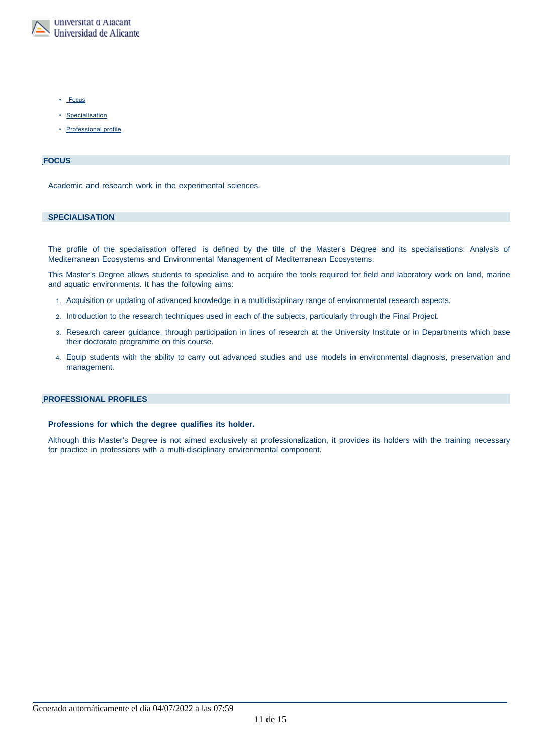- Focus
- Specialisation
- Professional profile

## FOCUS

Academic and research work in the experimental sciences.

## SPECIALISATION

The profile of the specialisation offered is defined by the title of the Master's Degree and its specialisations: Analysis of Mediterranean Ecosystems and Environmental Management of Mediterranean Ecosystems.

This Master's Degree allows students to specialise and to acquire the tools required for field and laboratory work on land, marine and aquatic environments. It has the following aims:

1. Acquisition or updating of advanced knowledge in a multidisciplinary range of environmental research aspects.
2. Introduction to the research techniques used in each of the subjects, particularly through the Final Project.
3. Research career guidance, through participation in lines of research at the University Institute or in Departments which base their doctorate programme on this course.
4. Equip students with the ability to carry out advanced studies and use models in environmental diagnosis, preservation and management.

## PROFESSIONAL PROFILES

**Professions for which the degree qualifies its holder.**

Although this Master's Degree is not aimed exclusively at professionalization, it provides its holders with the training necessary for practice in professions with a multi-disciplinary environmental component.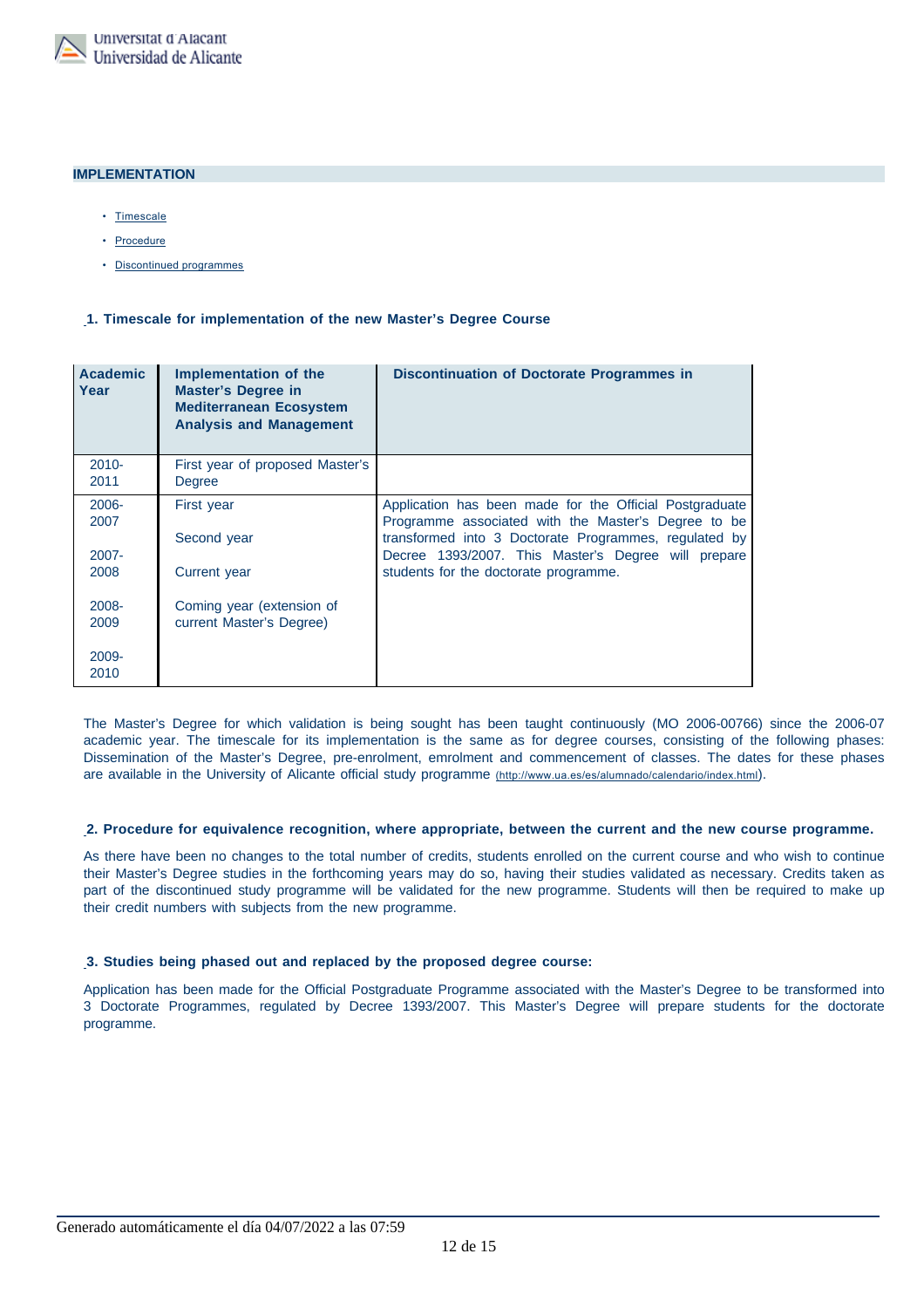## IMPLEMENTATION

- Timescale
- Procedure
- Discontinued programmes

### 1. Timescale for implementation of the new Master's Degree Course

| Academic Year | Implementation of the Master's Degree in Mediterranean Ecosystem Analysis and Management | Discontinuation of Doctorate Programmes in |
|---|---|---|
| 2010-2011 | First year of proposed Master's Degree | |
| 2006-2007<br><br>2007-2008<br><br>2008-2009<br><br>2009-2010 | First year<br><br>Second year<br><br>Current year<br><br>Coming year (extension of current Master's Degree) | Application has been made for the Official Postgraduate Programme associated with the Master's Degree to be transformed into 3 Doctorate Programmes, regulated by Decree 1393/2007. This Master's Degree will prepare students for the doctorate programme. |

The Master's Degree for which validation is being sought has been taught continuously (MO 2006-00766) since the 2006-07 academic year. The timescale for its implementation is the same as for degree courses, consisting of the following phases: Dissemination of the Master's Degree, pre-enrolment, emrolment and commencement of classes. The dates for these phases are available in the University of Alicante official study programme (http://www.ua.es/es/alumnado/calendario/index.html).

### 2. Procedure for equivalence recognition, where appropriate, between the current and the new course programme.

As there have been no changes to the total number of credits, students enrolled on the current course and who wish to continue their Master's Degree studies in the forthcoming years may do so, having their studies validated as necessary. Credits taken as part of the discontinued study programme will be validated for the new programme. Students will then be required to make up their credit numbers with subjects from the new programme.

### 3. Studies being phased out and replaced by the proposed degree course:

Application has been made for the Official Postgraduate Programme associated with the Master's Degree to be transformed into 3 Doctorate Programmes, regulated by Decree 1393/2007. This Master's Degree will prepare students for the doctorate programme.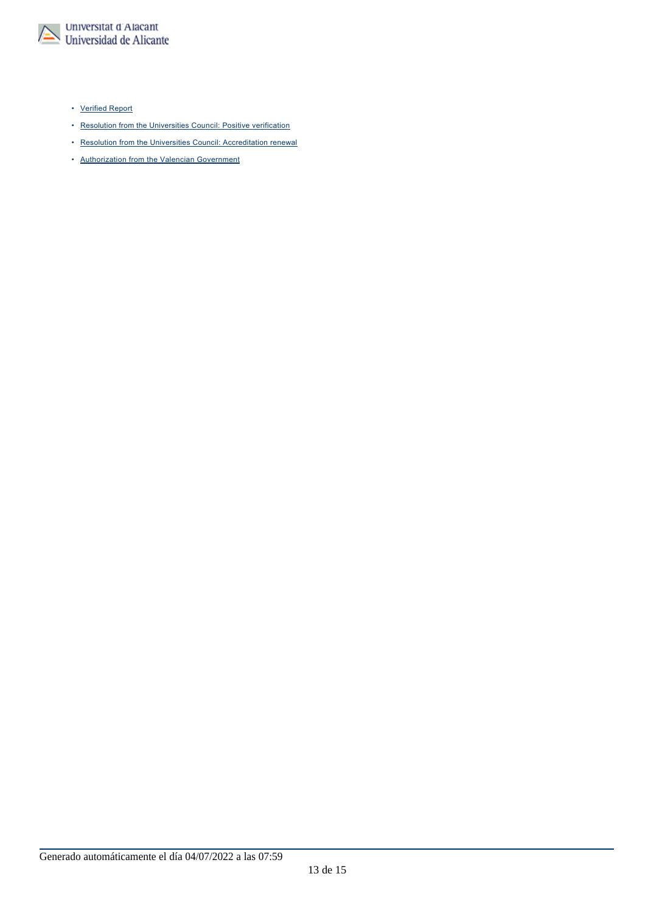- Verified Report
- Resolution from the Universities Council: Positive verification
- Resolution from the Universities Council: Accreditation renewal
- Authorization from the Valencian Government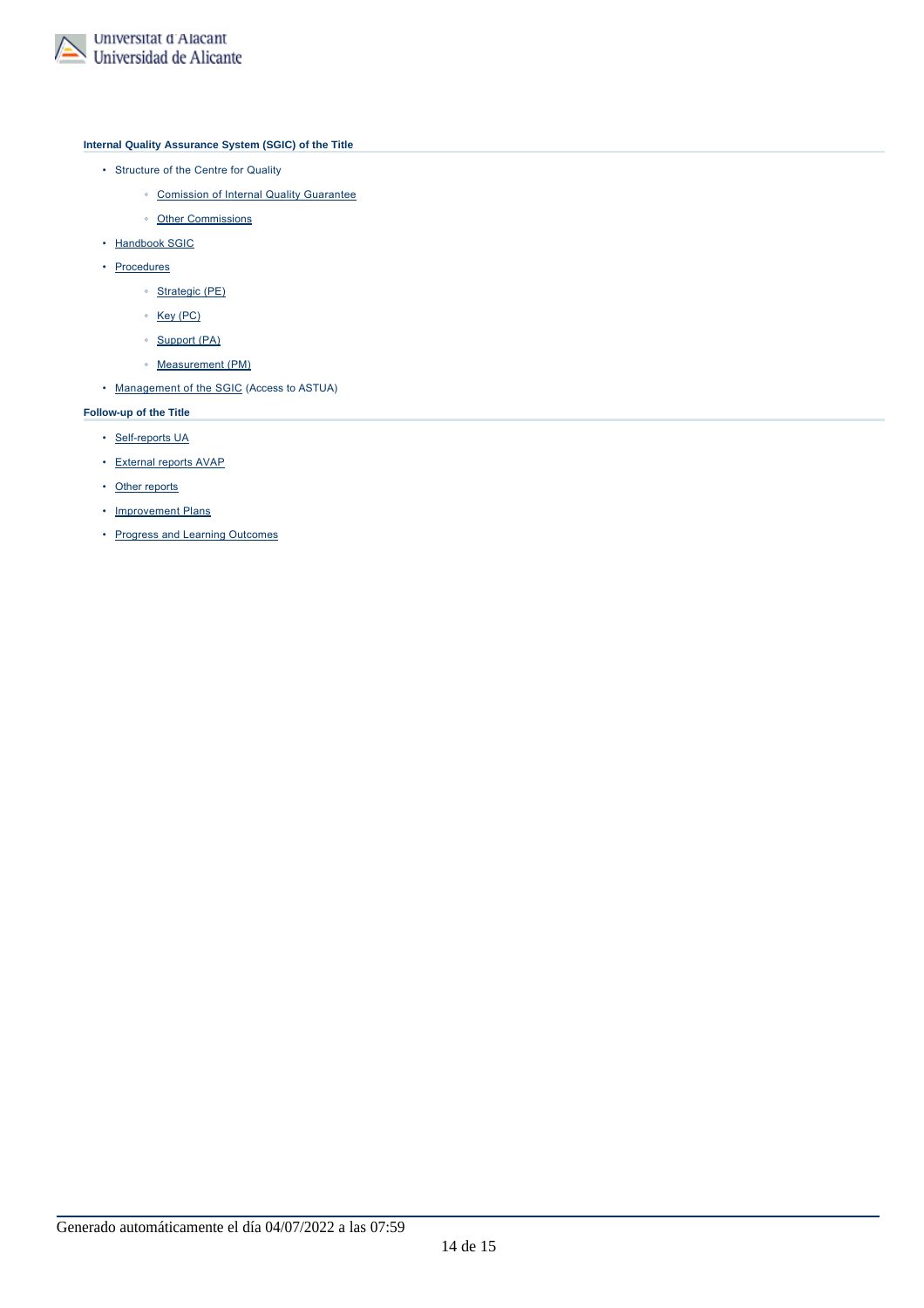#### Internal Quality Assurance System (SGIC) of the Title

- Structure of the Centre for Quality
  - Comission of Internal Quality Guarantee
  - Other Commissions
- Handbook SGIC
- Procedures
  - Strategic (PE)
  - Key (PC)
  - Support (PA)
  - Measurement (PM)
- Management of the SGIC (Access to ASTUA)

#### Follow-up of the Title

- Self-reports UA
- External reports AVAP
- Other reports
- Improvement Plans
- Progress and Learning Outcomes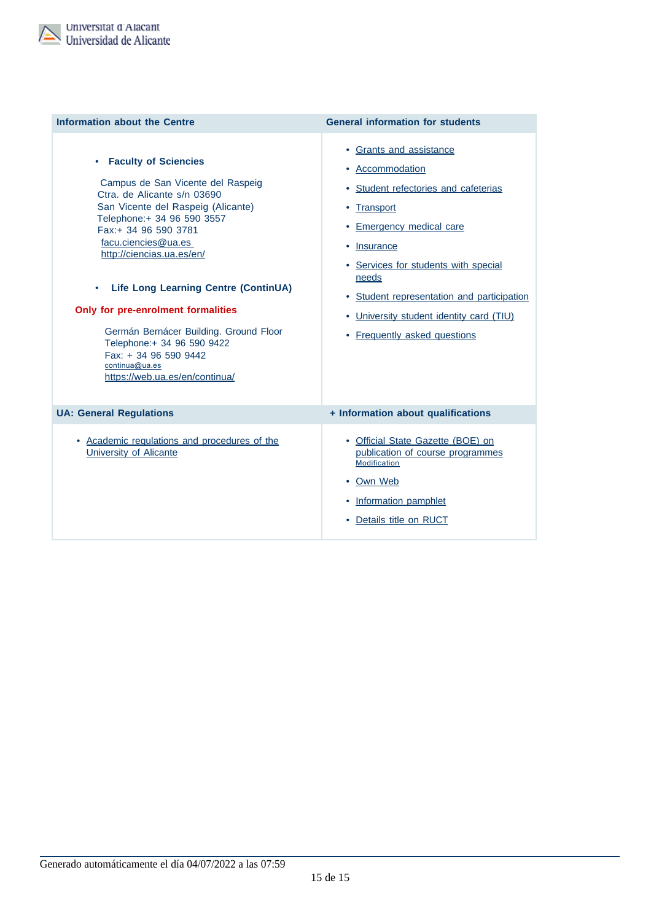## Information about the Centre

- **Faculty of Sciencies**

Campus de San Vicente del Raspeig
Ctra. de Alicante s/n 03690
San Vicente del Raspeig (Alicante)
Telephone:+ 34 96 590 3557
Fax:+ 34 96 590 3781
facu.ciencies@ua.es
http://ciencias.ua.es/en/

- **Life Long Learning Centre (ContinUA)**

**Only for pre-enrolment formalities**

Germán Bernácer Building. Ground Floor
Telephone:+ 34 96 590 9422
Fax: + 34 96 590 9442
continua@ua.es
https://web.ua.es/en/continua/

## General information for students

- Grants and assistance
- Accommodation
- Student refectories and cafeterias
- Transport
- Emergency medical care
- Insurance
- Services for students with special needs
- Student representation and participation
- University student identity card (TIU)
- Frequently asked questions

## UA: General Regulations

- Academic regulations and procedures of the University of Alicante

## + Information about qualifications

- Official State Gazette (BOE) on publication of course programmes
  Modification
- Own Web
- Information pamphlet
- Details title on RUCT

Generado automáticamente el día 04/07/2022 a las 07:59